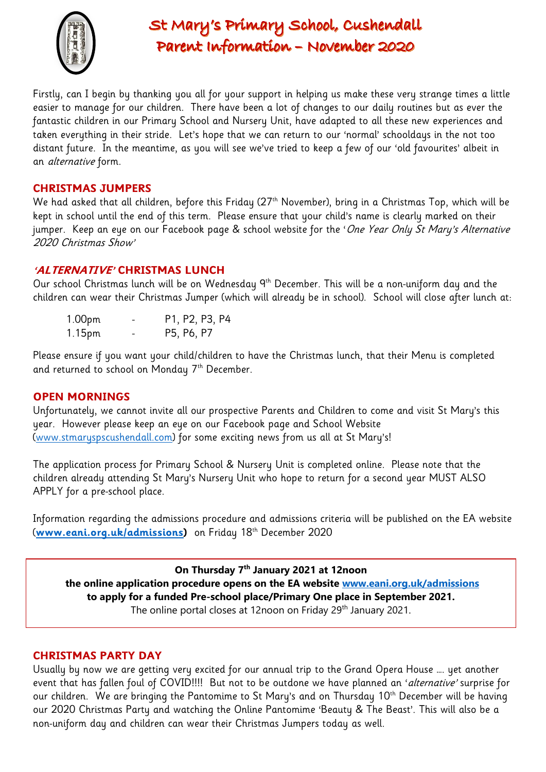# St Mary's Primary School, Cushendall
# Parent Information – November 2020

Firstly, can I begin by thanking you all for your support in helping us make these very strange times a little easier to manage for our children. There have been a lot of changes to our daily routines but as ever the fantastic children in our Primary School and Nursery Unit, have adapted to all these new experiences and taken everything in their stride. Let's hope that we can return to our 'normal' schooldays in the not too distant future. In the meantime, as you will see we've tried to keep a few of our 'old favourites' albeit in an *alternative* form.

## CHRISTMAS JUMPERS

We had asked that all children, before this Friday (27th November), bring in a Christmas Top, which will be kept in school until the end of this term. Please ensure that your child's name is clearly marked on their jumper. Keep an eye on our Facebook page & school website for the '*One Year Only St Mary's Alternative 2020 Christmas Show*'

## *'ALTERNATIVE'* CHRISTMAS LUNCH

Our school Christmas lunch will be on Wednesday 9th December. This will be a non-uniform day and the children can wear their Christmas Jumper (which will already be in school). School will close after lunch at:

1.00pm - P1, P2, P3, P4
1.15pm - P5, P6, P7

Please ensure if you want your child/children to have the Christmas lunch, that their Menu is completed and returned to school on Monday 7th December.

## OPEN MORNINGS

Unfortunately, we cannot invite all our prospective Parents and Children to come and visit St Mary's this year. However please keep an eye on our Facebook page and School Website (www.stmaryspscushendall.com) for some exciting news from us all at St Mary's!

The application process for Primary School & Nursery Unit is completed online. Please note that the children already attending St Mary's Nursery Unit who hope to return for a second year MUST ALSO APPLY for a pre-school place.

Information regarding the admissions procedure and admissions criteria will be published on the EA website (**www.eani.org.uk/admissions**) on Friday 18th December 2020

**On Thursday 7th January 2021 at 12noon**
**the online application procedure opens on the EA website www.eani.org.uk/admissions**
**to apply for a funded Pre-school place/Primary One place in September 2021.**
The online portal closes at 12noon on Friday 29th January 2021.

## CHRISTMAS PARTY DAY

Usually by now we are getting very excited for our annual trip to the Grand Opera House …. yet another event that has fallen foul of COVID!!!! But not to be outdone we have planned an '*alternative*' surprise for our children. We are bringing the Pantomime to St Mary's and on Thursday 10th December will be having our 2020 Christmas Party and watching the Online Pantomime 'Beauty & The Beast'. This will also be a non-uniform day and children can wear their Christmas Jumpers today as well.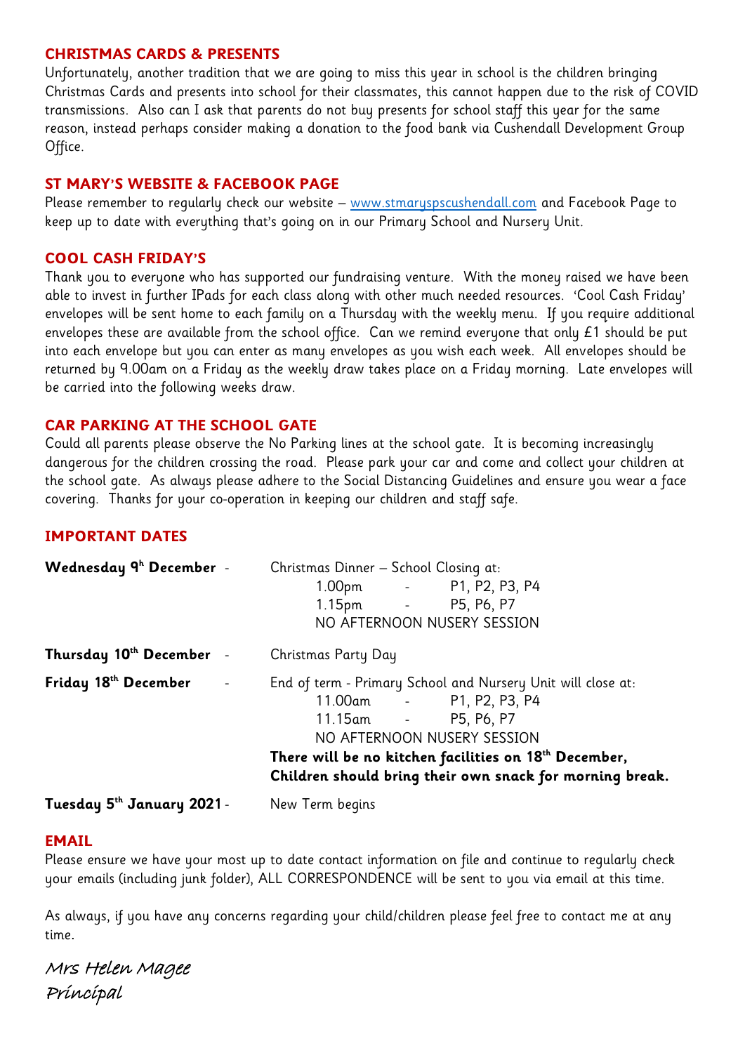## CHRISTMAS CARDS & PRESENTS

Unfortunately, another tradition that we are going to miss this year in school is the children bringing Christmas Cards and presents into school for their classmates, this cannot happen due to the risk of COVID transmissions. Also can I ask that parents do not buy presents for school staff this year for the same reason, instead perhaps consider making a donation to the food bank via Cushendall Development Group Office.

## ST MARY'S WEBSITE & FACEBOOK PAGE

Please remember to regularly check our website – www.stmaryspscushendall.com and Facebook Page to keep up to date with everything that's going on in our Primary School and Nursery Unit.

## COOL CASH FRIDAY'S

Thank you to everyone who has supported our fundraising venture. With the money raised we have been able to invest in further IPads for each class along with other much needed resources. 'Cool Cash Friday' envelopes will be sent home to each family on a Thursday with the weekly menu. If you require additional envelopes these are available from the school office. Can we remind everyone that only £1 should be put into each envelope but you can enter as many envelopes as you wish each week. All envelopes should be returned by 9.00am on a Friday as the weekly draw takes place on a Friday morning. Late envelopes will be carried into the following weeks draw.

## CAR PARKING AT THE SCHOOL GATE

Could all parents please observe the No Parking lines at the school gate. It is becoming increasingly dangerous for the children crossing the road. Please park your car and come and collect your children at the school gate. As always please adhere to the Social Distancing Guidelines and ensure you wear a face covering. Thanks for your co-operation in keeping our children and staff safe.

## IMPORTANT DATES

**Wednesday 9h December** - Christmas Dinner – School Closing at:
- 1.00pm - P1, P2, P3, P4
- 1.15pm - P5, P6, P7
- NO AFTERNOON NUSERY SESSION

**Thursday 10th December** - Christmas Party Day

**Friday 18th December** - End of term - Primary School and Nursery Unit will close at:
- 11.00am - P1, P2, P3, P4
- 11.15am - P5, P6, P7
- NO AFTERNOON NUSERY SESSION

**There will be no kitchen facilities on 18th December, Children should bring their own snack for morning break.**

**Tuesday 5th January 2021** - New Term begins

## EMAIL

Please ensure we have your most up to date contact information on file and continue to regularly check your emails (including junk folder), ALL CORRESPONDENCE will be sent to you via email at this time.

As always, if you have any concerns regarding your child/children please feel free to contact me at any time.

*Mrs Helen Magee*
*Principal*